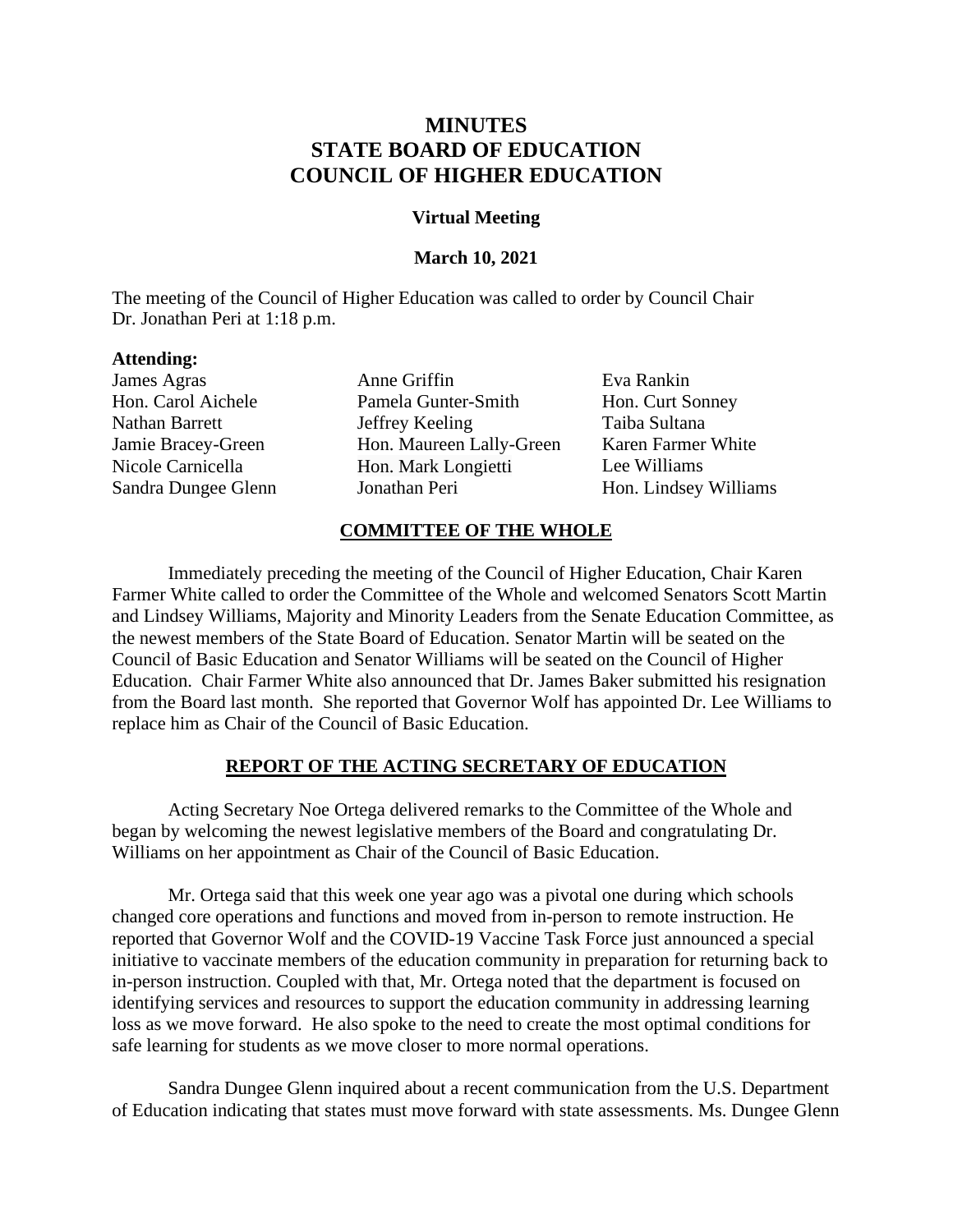# MINUTES
# STATE BOARD OF EDUCATION
# COUNCIL OF HIGHER EDUCATION

**Virtual Meeting**

**March 10, 2021**

The meeting of the Council of Higher Education was called to order by Council Chair Dr. Jonathan Peri at 1:18 p.m.

**Attending:**

| | | |
|---|---|---|
| James Agras | Anne Griffin | Eva Rankin |
| Hon. Carol Aichele | Pamela Gunter-Smith | Hon. Curt Sonney |
| Nathan Barrett | Jeffrey Keeling | Taiba Sultana |
| Jamie Bracey-Green | Hon. Maureen Lally-Green | Karen Farmer White |
| Nicole Carnicella | Hon. Mark Longietti | Lee Williams |
| Sandra Dungee Glenn | Jonathan Peri | Hon. Lindsey Williams |

## COMMITTEE OF THE WHOLE

Immediately preceding the meeting of the Council of Higher Education, Chair Karen Farmer White called to order the Committee of the Whole and welcomed Senators Scott Martin and Lindsey Williams, Majority and Minority Leaders from the Senate Education Committee, as the newest members of the State Board of Education. Senator Martin will be seated on the Council of Basic Education and Senator Williams will be seated on the Council of Higher Education. Chair Farmer White also announced that Dr. James Baker submitted his resignation from the Board last month. She reported that Governor Wolf has appointed Dr. Lee Williams to replace him as Chair of the Council of Basic Education.

## REPORT OF THE ACTING SECRETARY OF EDUCATION

Acting Secretary Noe Ortega delivered remarks to the Committee of the Whole and began by welcoming the newest legislative members of the Board and congratulating Dr. Williams on her appointment as Chair of the Council of Basic Education.

Mr. Ortega said that this week one year ago was a pivotal one during which schools changed core operations and functions and moved from in-person to remote instruction. He reported that Governor Wolf and the COVID-19 Vaccine Task Force just announced a special initiative to vaccinate members of the education community in preparation for returning back to in-person instruction. Coupled with that, Mr. Ortega noted that the department is focused on identifying services and resources to support the education community in addressing learning loss as we move forward. He also spoke to the need to create the most optimal conditions for safe learning for students as we move closer to more normal operations.

Sandra Dungee Glenn inquired about a recent communication from the U.S. Department of Education indicating that states must move forward with state assessments. Ms. Dungee Glenn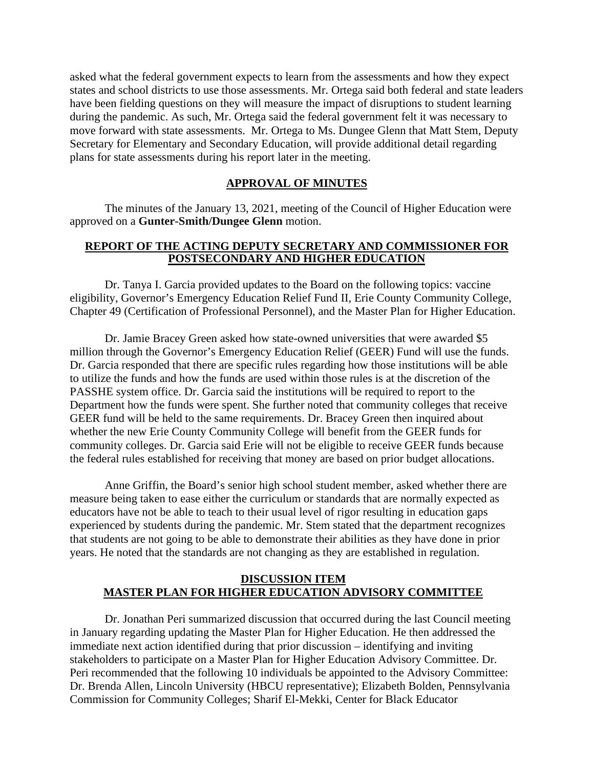asked what the federal government expects to learn from the assessments and how they expect states and school districts to use those assessments. Mr. Ortega said both federal and state leaders have been fielding questions on they will measure the impact of disruptions to student learning during the pandemic. As such, Mr. Ortega said the federal government felt it was necessary to move forward with state assessments. Mr. Ortega to Ms. Dungee Glenn that Matt Stem, Deputy Secretary for Elementary and Secondary Education, will provide additional detail regarding plans for state assessments during his report later in the meeting.

## APPROVAL OF MINUTES

The minutes of the January 13, 2021, meeting of the Council of Higher Education were approved on a **Gunter-Smith/Dungee Glenn** motion.

## REPORT OF THE ACTING DEPUTY SECRETARY AND COMMISSIONER FOR POSTSECONDARY AND HIGHER EDUCATION

Dr. Tanya I. Garcia provided updates to the Board on the following topics: vaccine eligibility, Governor's Emergency Education Relief Fund II, Erie County Community College, Chapter 49 (Certification of Professional Personnel), and the Master Plan for Higher Education.

Dr. Jamie Bracey Green asked how state-owned universities that were awarded $5 million through the Governor's Emergency Education Relief (GEER) Fund will use the funds. Dr. Garcia responded that there are specific rules regarding how those institutions will be able to utilize the funds and how the funds are used within those rules is at the discretion of the PASSHE system office. Dr. Garcia said the institutions will be required to report to the Department how the funds were spent. She further noted that community colleges that receive GEER fund will be held to the same requirements. Dr. Bracey Green then inquired about whether the new Erie County Community College will benefit from the GEER funds for community colleges. Dr. Garcia said Erie will not be eligible to receive GEER funds because the federal rules established for receiving that money are based on prior budget allocations.

Anne Griffin, the Board's senior high school student member, asked whether there are measure being taken to ease either the curriculum or standards that are normally expected as educators have not be able to teach to their usual level of rigor resulting in education gaps experienced by students during the pandemic. Mr. Stem stated that the department recognizes that students are not going to be able to demonstrate their abilities as they have done in prior years. He noted that the standards are not changing as they are established in regulation.

## DISCUSSION ITEM
## MASTER PLAN FOR HIGHER EDUCATION ADVISORY COMMITTEE

Dr. Jonathan Peri summarized discussion that occurred during the last Council meeting in January regarding updating the Master Plan for Higher Education. He then addressed the immediate next action identified during that prior discussion – identifying and inviting stakeholders to participate on a Master Plan for Higher Education Advisory Committee. Dr. Peri recommended that the following 10 individuals be appointed to the Advisory Committee: Dr. Brenda Allen, Lincoln University (HBCU representative); Elizabeth Bolden, Pennsylvania Commission for Community Colleges; Sharif El-Mekki, Center for Black Educator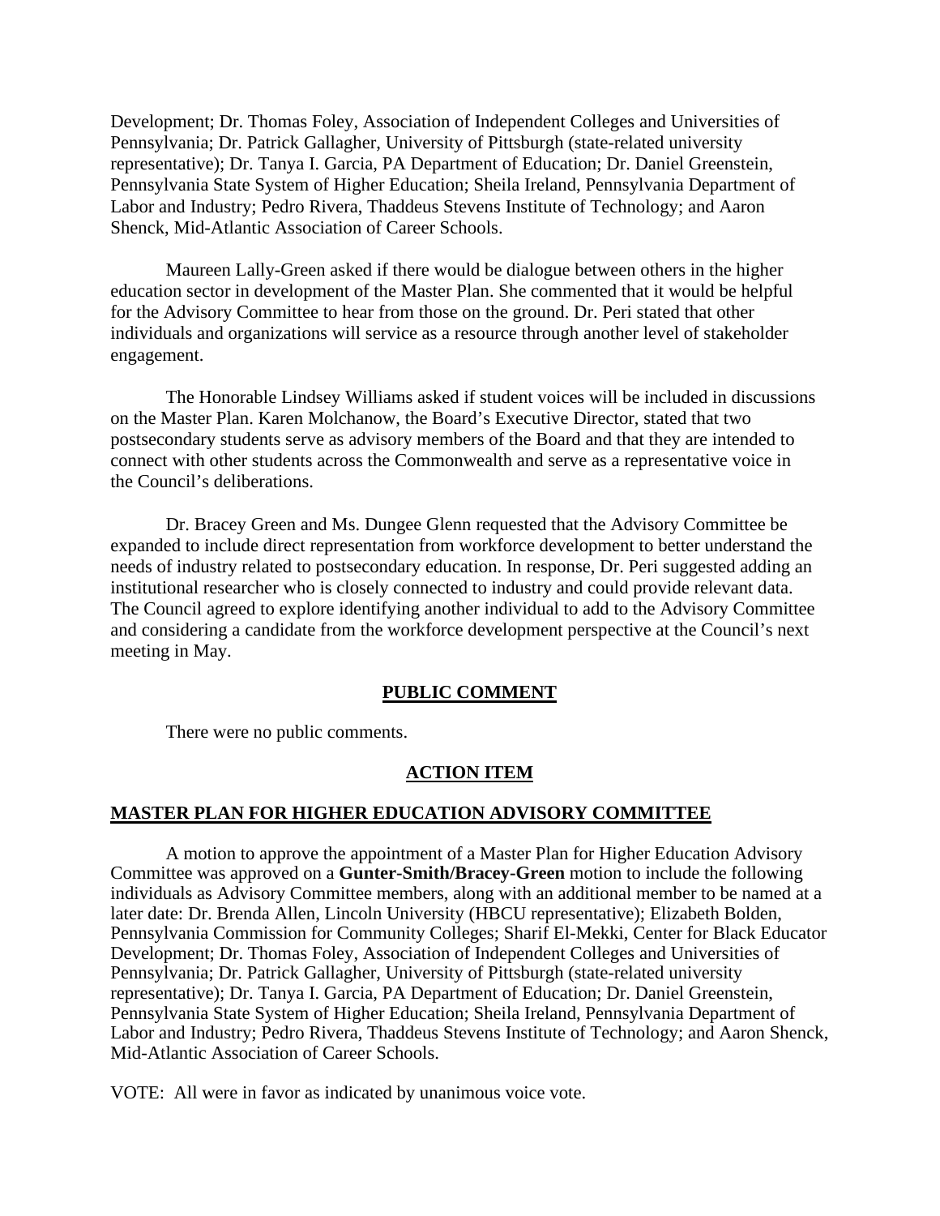Development; Dr. Thomas Foley, Association of Independent Colleges and Universities of Pennsylvania; Dr. Patrick Gallagher, University of Pittsburgh (state-related university representative); Dr. Tanya I. Garcia, PA Department of Education; Dr. Daniel Greenstein, Pennsylvania State System of Higher Education; Sheila Ireland, Pennsylvania Department of Labor and Industry; Pedro Rivera, Thaddeus Stevens Institute of Technology; and Aaron Shenck, Mid-Atlantic Association of Career Schools.

Maureen Lally-Green asked if there would be dialogue between others in the higher education sector in development of the Master Plan. She commented that it would be helpful for the Advisory Committee to hear from those on the ground. Dr. Peri stated that other individuals and organizations will service as a resource through another level of stakeholder engagement.

The Honorable Lindsey Williams asked if student voices will be included in discussions on the Master Plan. Karen Molchanow, the Board's Executive Director, stated that two postsecondary students serve as advisory members of the Board and that they are intended to connect with other students across the Commonwealth and serve as a representative voice in the Council's deliberations.

Dr. Bracey Green and Ms. Dungee Glenn requested that the Advisory Committee be expanded to include direct representation from workforce development to better understand the needs of industry related to postsecondary education. In response, Dr. Peri suggested adding an institutional researcher who is closely connected to industry and could provide relevant data. The Council agreed to explore identifying another individual to add to the Advisory Committee and considering a candidate from the workforce development perspective at the Council's next meeting in May.

## PUBLIC COMMENT

There were no public comments.

## ACTION ITEM

### MASTER PLAN FOR HIGHER EDUCATION ADVISORY COMMITTEE

A motion to approve the appointment of a Master Plan for Higher Education Advisory Committee was approved on a **Gunter-Smith/Bracey-Green** motion to include the following individuals as Advisory Committee members, along with an additional member to be named at a later date: Dr. Brenda Allen, Lincoln University (HBCU representative); Elizabeth Bolden, Pennsylvania Commission for Community Colleges; Sharif El-Mekki, Center for Black Educator Development; Dr. Thomas Foley, Association of Independent Colleges and Universities of Pennsylvania; Dr. Patrick Gallagher, University of Pittsburgh (state-related university representative); Dr. Tanya I. Garcia, PA Department of Education; Dr. Daniel Greenstein, Pennsylvania State System of Higher Education; Sheila Ireland, Pennsylvania Department of Labor and Industry; Pedro Rivera, Thaddeus Stevens Institute of Technology; and Aaron Shenck, Mid-Atlantic Association of Career Schools.

VOTE: All were in favor as indicated by unanimous voice vote.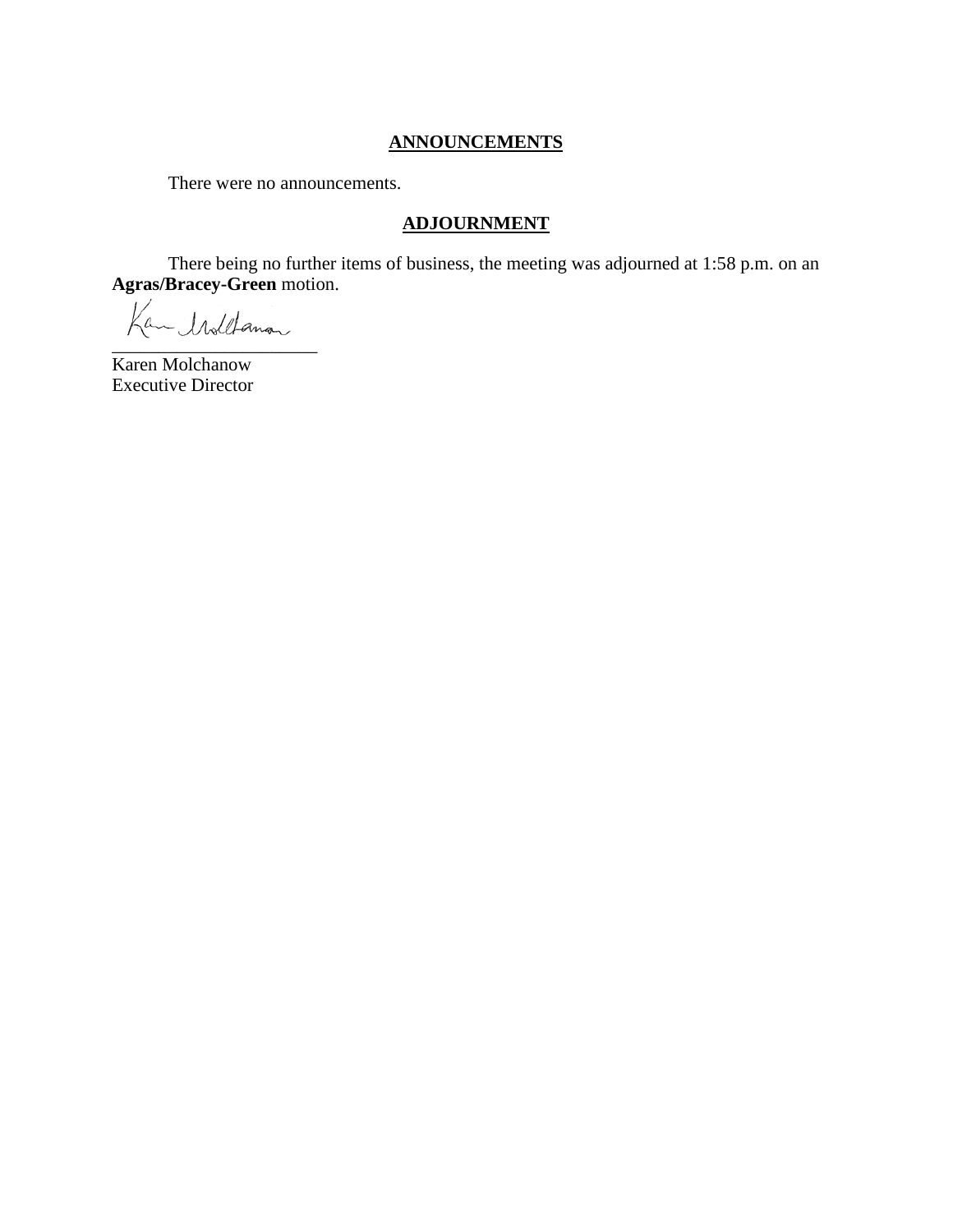## ANNOUNCEMENTS

There were no announcements.

## ADJOURNMENT

There being no further items of business, the meeting was adjourned at 1:58 p.m. on an **Agras/Bracey-Green** motion.

_______________________

Karen Molchanow
Executive Director